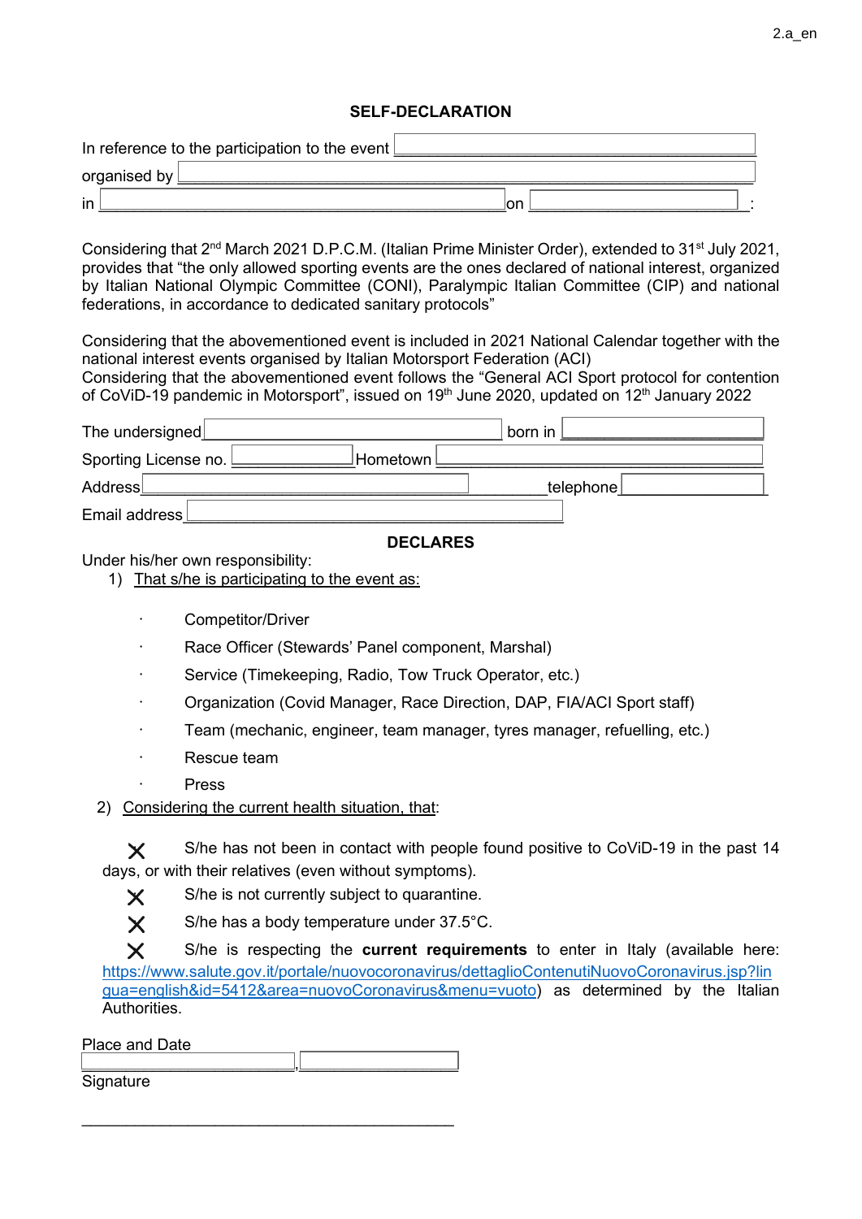## SELF-DECLARATION

In reference to the participation to the event ______________________________

organised by ______________________________

in ______________________________ on ______________________________:

Considering that 2nd March 2021 D.P.C.M. (Italian Prime Minister Order), extended to 31st July 2021, provides that "the only allowed sporting events are the ones declared of national interest, organized by Italian National Olympic Committee (CONI), Paralympic Italian Committee (CIP) and national federations, in accordance to dedicated sanitary protocols"

Considering that the abovementioned event is included in 2021 National Calendar together with the national interest events organised by Italian Motorsport Federation (ACI)
Considering that the abovementioned event follows the "General ACI Sport protocol for contention of CoViD-19 pandemic in Motorsport", issued on 19th June 2020, updated on 12th January 2022

The undersigned ______________________________ born in ______________________________

Sporting License no. ______________ Hometown ______________________________

Address ______________________________ telephone ______________

Email address ______________________________

**DECLARES**

Under his/her own responsibility:

1) That s/he is participating to the event as:

- Competitor/Driver
- Race Officer (Stewards' Panel component, Marshal)
- Service (Timekeeping, Radio, Tow Truck Operator, etc.)
- Organization (Covid Manager, Race Direction, DAP, FIA/ACI Sport staff)
- Team (mechanic, engineer, team manager, tyres manager, refuelling, etc.)
- Rescue team
- Press

2) Considering the current health situation, that:

✕ S/he has not been in contact with people found positive to CoViD-19 in the past 14 days, or with their relatives (even without symptoms).

✕ S/he is not currently subject to quarantine.

✕ S/he has a body temperature under 37.5°C.

✕ S/he is respecting the **current requirements** to enter in Italy (available here: https://www.salute.gov.it/portale/nuovocoronavirus/dettaglioContenutiNuovoCoronavirus.jsp?lingua=english&id=5412&area=nuovoCoronavirus&menu=vuoto) as determined by the Italian Authorities.

Place and Date

______________________________, ______________

Signature

______________________________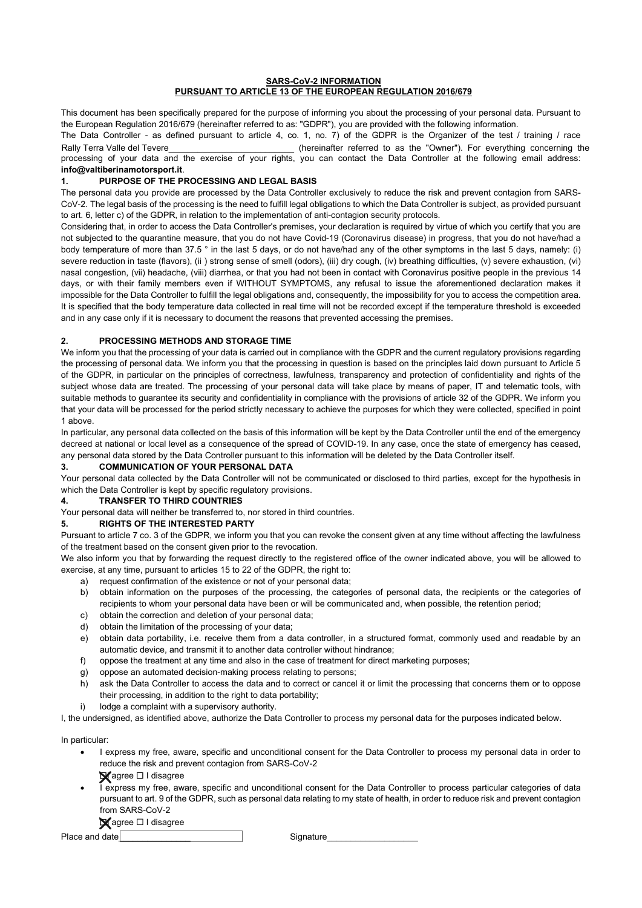**SARS-CoV-2 INFORMATION**
**PURSUANT TO ARTICLE 13 OF THE EUROPEAN REGULATION 2016/679**

This document has been specifically prepared for the purpose of informing you about the processing of your personal data. Pursuant to the European Regulation 2016/679 (hereinafter referred to as: "GDPR"), you are provided with the following information.

The Data Controller - as defined pursuant to article 4, co. 1, no. 7) of the GDPR is the Organizer of the test / training / race Rally Terra Valle del Tevere__________________________ (hereinafter referred to as the "Owner"). For everything concerning the processing of your data and the exercise of your rights, you can contact the Data Controller at the following email address: **info@valtiberinamotorsport.it**.

## 1. PURPOSE OF THE PROCESSING AND LEGAL BASIS

The personal data you provide are processed by the Data Controller exclusively to reduce the risk and prevent contagion from SARS-CoV-2. The legal basis of the processing is the need to fulfill legal obligations to which the Data Controller is subject, as provided pursuant to art. 6, letter c) of the GDPR, in relation to the implementation of anti-contagion security protocols.

Considering that, in order to access the Data Controller's premises, your declaration is required by virtue of which you certify that you are not subjected to the quarantine measure, that you do not have Covid-19 (Coronavirus disease) in progress, that you do not have/had a body temperature of more than 37.5 ° in the last 5 days, or do not have/had any of the other symptoms in the last 5 days, namely: (i) severe reduction in taste (flavors), (ii ) strong sense of smell (odors), (iii) dry cough, (iv) breathing difficulties, (v) severe exhaustion, (vi) nasal congestion, (vii) headache, (viii) diarrhea, or that you had not been in contact with Coronavirus positive people in the previous 14 days, or with their family members even if WITHOUT SYMPTOMS, any refusal to issue the aforementioned declaration makes it impossible for the Data Controller to fulfill the legal obligations and, consequently, the impossibility for you to access the competition area. It is specified that the body temperature data collected in real time will not be recorded except if the temperature threshold is exceeded and in any case only if it is necessary to document the reasons that prevented accessing the premises.

## 2. PROCESSING METHODS AND STORAGE TIME

We inform you that the processing of your data is carried out in compliance with the GDPR and the current regulatory provisions regarding the processing of personal data. We inform you that the processing in question is based on the principles laid down pursuant to Article 5 of the GDPR, in particular on the principles of correctness, lawfulness, transparency and protection of confidentiality and rights of the subject whose data are treated. The processing of your personal data will take place by means of paper, IT and telematic tools, with suitable methods to guarantee its security and confidentiality in compliance with the provisions of article 32 of the GDPR. We inform you that your data will be processed for the period strictly necessary to achieve the purposes for which they were collected, specified in point 1 above.

In particular, any personal data collected on the basis of this information will be kept by the Data Controller until the end of the emergency decreed at national or local level as a consequence of the spread of COVID-19. In any case, once the state of emergency has ceased, any personal data stored by the Data Controller pursuant to this information will be deleted by the Data Controller itself.

## 3. COMMUNICATION OF YOUR PERSONAL DATA

Your personal data collected by the Data Controller will not be communicated or disclosed to third parties, except for the hypothesis in which the Data Controller is kept by specific regulatory provisions.

## 4. TRANSFER TO THIRD COUNTRIES

Your personal data will neither be transferred to, nor stored in third countries.

## 5. RIGHTS OF THE INTERESTED PARTY

Pursuant to article 7 co. 3 of the GDPR, we inform you that you can revoke the consent given at any time without affecting the lawfulness of the treatment based on the consent given prior to the revocation.

We also inform you that by forwarding the request directly to the registered office of the owner indicated above, you will be allowed to exercise, at any time, pursuant to articles 15 to 22 of the GDPR, the right to:

a) request confirmation of the existence or not of your personal data;
b) obtain information on the purposes of the processing, the categories of personal data, the recipients or the categories of recipients to whom your personal data have been or will be communicated and, when possible, the retention period;
c) obtain the correction and deletion of your personal data;
d) obtain the limitation of the processing of your data;
e) obtain data portability, i.e. receive them from a data controller, in a structured format, commonly used and readable by an automatic device, and transmit it to another data controller without hindrance;
f) oppose the treatment at any time and also in the case of treatment for direct marketing purposes;
g) oppose an automated decision-making process relating to persons;
h) ask the Data Controller to access the data and to correct or cancel it or limit the processing that concerns them or to oppose their processing, in addition to the right to data portability;
i) lodge a complaint with a supervisory authority.

I, the undersigned, as identified above, authorize the Data Controller to process my personal data for the purposes indicated below.

In particular:

- I express my free, aware, specific and unconditional consent for the Data Controller to process my personal data in order to reduce the risk and prevent contagion from SARS-CoV-2

  ☒ I agree ☐ I disagree

- I express my free, aware, specific and unconditional consent for the Data Controller to process particular categories of data pursuant to art. 9 of the GDPR, such as personal data relating to my state of health, in order to reduce risk and prevent contagion from SARS-CoV-2

  ☒ I agree ☐ I disagree

Place and date______________ Signature___________________